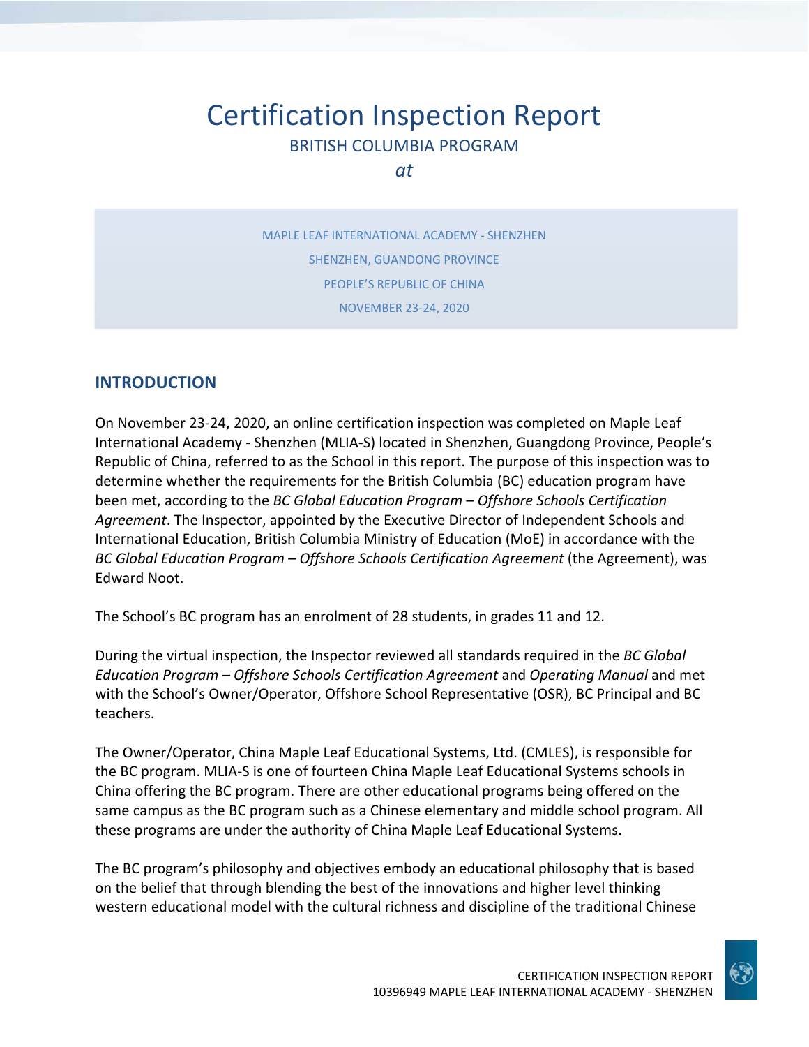# Certification Inspection Report

BRITISH COLUMBIA PROGRAM

*at*

MAPLE LEAF INTERNATIONAL ACADEMY - SHENZHEN

SHENZHEN, GUANDONG PROVINCE

PEOPLE'S REPUBLIC OF CHINA

NOVEMBER 23-24, 2020

## INTRODUCTION

On November 23-24, 2020, an online certification inspection was completed on Maple Leaf International Academy - Shenzhen (MLIA-S) located in Shenzhen, Guangdong Province, People's Republic of China, referred to as the School in this report. The purpose of this inspection was to determine whether the requirements for the British Columbia (BC) education program have been met, according to the *BC Global Education Program – Offshore Schools Certification Agreement*. The Inspector, appointed by the Executive Director of Independent Schools and International Education, British Columbia Ministry of Education (MoE) in accordance with the *BC Global Education Program – Offshore Schools Certification Agreement* (the Agreement), was Edward Noot.

The School's BC program has an enrolment of 28 students, in grades 11 and 12.

During the virtual inspection, the Inspector reviewed all standards required in the *BC Global Education Program – Offshore Schools Certification Agreement* and *Operating Manual* and met with the School's Owner/Operator, Offshore School Representative (OSR), BC Principal and BC teachers.

The Owner/Operator, China Maple Leaf Educational Systems, Ltd. (CMLES), is responsible for the BC program. MLIA-S is one of fourteen China Maple Leaf Educational Systems schools in China offering the BC program. There are other educational programs being offered on the same campus as the BC program such as a Chinese elementary and middle school program. All these programs are under the authority of China Maple Leaf Educational Systems.

The BC program's philosophy and objectives embody an educational philosophy that is based on the belief that through blending the best of the innovations and higher level thinking western educational model with the cultural richness and discipline of the traditional Chinese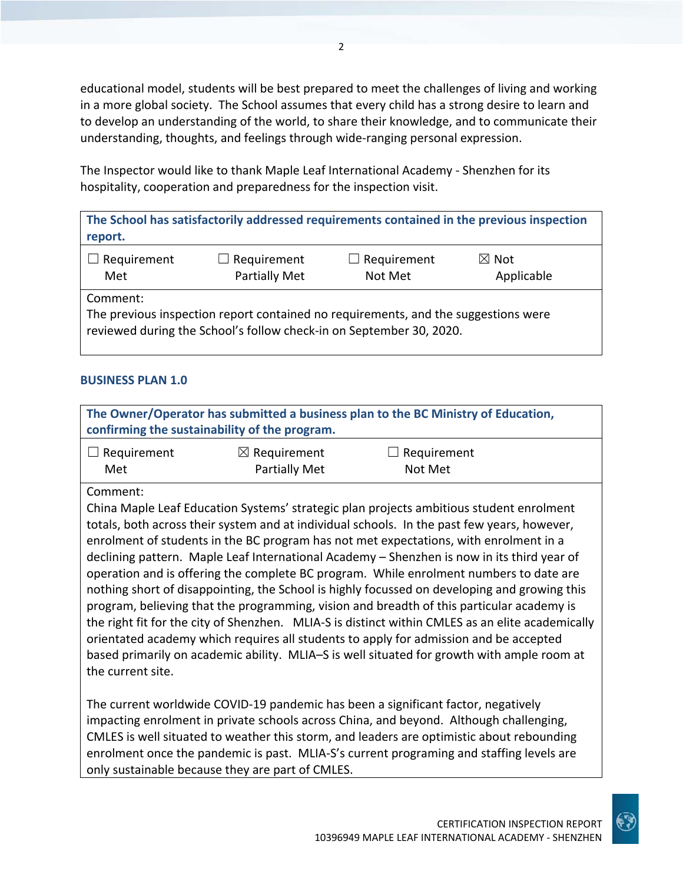educational model, students will be best prepared to meet the challenges of living and working in a more global society. The School assumes that every child has a strong desire to learn and to develop an understanding of the world, to share their knowledge, and to communicate their understanding, thoughts, and feelings through wide-ranging personal expression.

The Inspector would like to thank Maple Leaf International Academy - Shenzhen for its hospitality, cooperation and preparedness for the inspection visit.

| **The School has satisfactorily addressed requirements contained in the previous inspection report.** | | | |
|---|---|---|---|
| ☐ Requirement Met | ☐ Requirement Partially Met | ☐ Requirement Not Met | ☒ Not Applicable |
| Comment:<br>The previous inspection report contained no requirements, and the suggestions were reviewed during the School's follow check-in on September 30, 2020. | | | |

### BUSINESS PLAN 1.0

| **The Owner/Operator has submitted a business plan to the BC Ministry of Education, confirming the sustainability of the program.** | | |
|---|---|---|
| ☐ Requirement Met | ☒ Requirement Partially Met | ☐ Requirement Not Met |
| Comment:<br>China Maple Leaf Education Systems' strategic plan projects ambitious student enrolment totals, both across their system and at individual schools. In the past few years, however, enrolment of students in the BC program has not met expectations, with enrolment in a declining pattern. Maple Leaf International Academy – Shenzhen is now in its third year of operation and is offering the complete BC program. While enrolment numbers to date are nothing short of disappointing, the School is highly focussed on developing and growing this program, believing that the programming, vision and breadth of this particular academy is the right fit for the city of Shenzhen. MLIA-S is distinct within CMLES as an elite academically orientated academy which requires all students to apply for admission and be accepted based primarily on academic ability. MLIA–S is well situated for growth with ample room at the current site.<br><br>The current worldwide COVID-19 pandemic has been a significant factor, negatively impacting enrolment in private schools across China, and beyond. Although challenging, CMLES is well situated to weather this storm, and leaders are optimistic about rebounding enrolment once the pandemic is past. MLIA-S's current programing and staffing levels are only sustainable because they are part of CMLES. | | |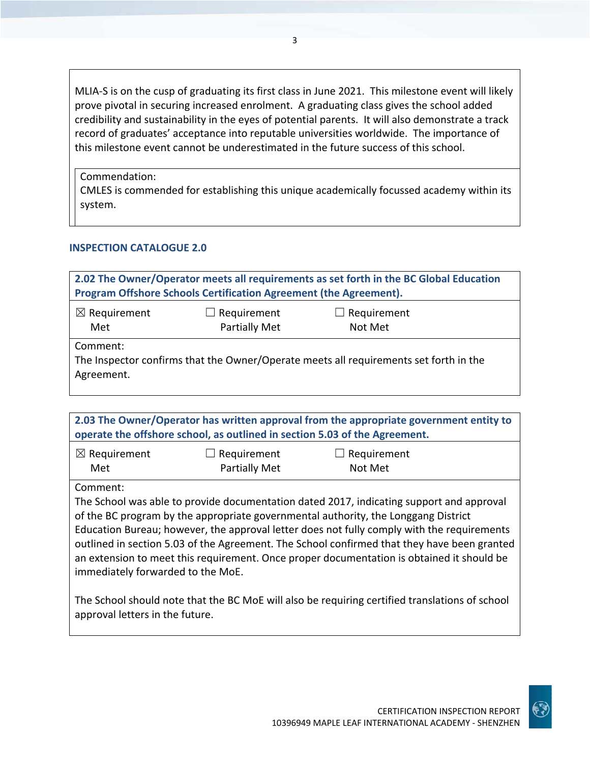MLIA-S is on the cusp of graduating its first class in June 2021. This milestone event will likely prove pivotal in securing increased enrolment. A graduating class gives the school added credibility and sustainability in the eyes of potential parents. It will also demonstrate a track record of graduates' acceptance into reputable universities worldwide. The importance of this milestone event cannot be underestimated in the future success of this school.

Commendation:
CMLES is commended for establishing this unique academically focussed academy within its system.

## INSPECTION CATALOGUE 2.0

**2.02 The Owner/Operator meets all requirements as set forth in the BC Global Education Program Offshore Schools Certification Agreement (the Agreement).**

| ☒ Requirement Met | ☐ Requirement Partially Met | ☐ Requirement Not Met |
|---|---|---|

Comment:
The Inspector confirms that the Owner/Operate meets all requirements set forth in the Agreement.

**2.03 The Owner/Operator has written approval from the appropriate government entity to operate the offshore school, as outlined in section 5.03 of the Agreement.**

| ☒ Requirement Met | ☐ Requirement Partially Met | ☐ Requirement Not Met |
|---|---|---|

Comment:
The School was able to provide documentation dated 2017, indicating support and approval of the BC program by the appropriate governmental authority, the Longgang District Education Bureau; however, the approval letter does not fully comply with the requirements outlined in section 5.03 of the Agreement. The School confirmed that they have been granted an extension to meet this requirement. Once proper documentation is obtained it should be immediately forwarded to the MoE.

The School should note that the BC MoE will also be requiring certified translations of school approval letters in the future.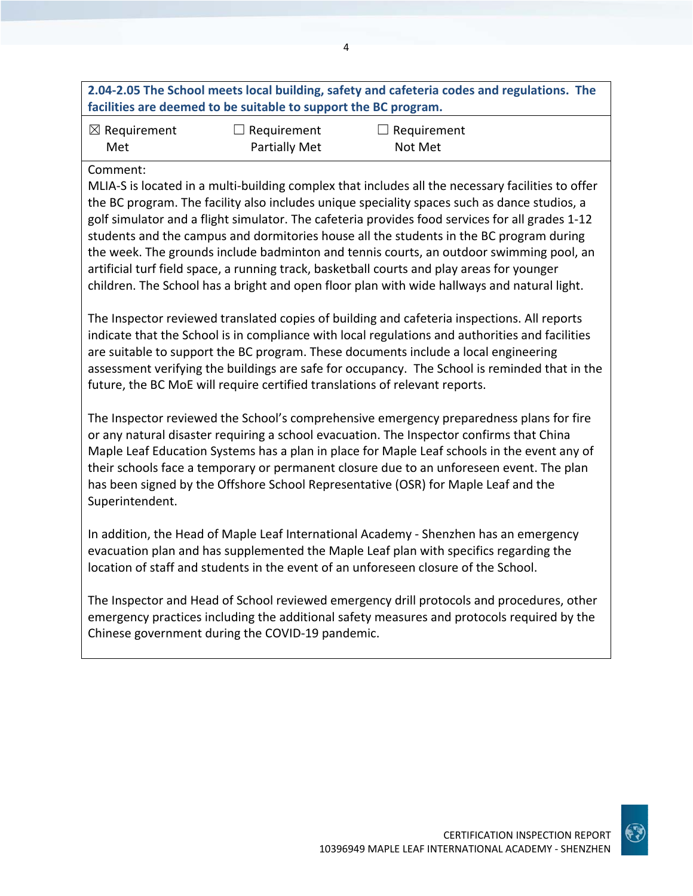**2.04-2.05 The School meets local building, safety and cafeteria codes and regulations. The facilities are deemed to be suitable to support the BC program.**

| ☒ Requirement Met | ☐ Requirement Partially Met | ☐ Requirement Not Met |
|---|---|---|

Comment:

MLIA-S is located in a multi-building complex that includes all the necessary facilities to offer the BC program. The facility also includes unique speciality spaces such as dance studios, a golf simulator and a flight simulator. The cafeteria provides food services for all grades 1-12 students and the campus and dormitories house all the students in the BC program during the week. The grounds include badminton and tennis courts, an outdoor swimming pool, an artificial turf field space, a running track, basketball courts and play areas for younger children. The School has a bright and open floor plan with wide hallways and natural light.

The Inspector reviewed translated copies of building and cafeteria inspections. All reports indicate that the School is in compliance with local regulations and authorities and facilities are suitable to support the BC program. These documents include a local engineering assessment verifying the buildings are safe for occupancy. The School is reminded that in the future, the BC MoE will require certified translations of relevant reports.

The Inspector reviewed the School's comprehensive emergency preparedness plans for fire or any natural disaster requiring a school evacuation. The Inspector confirms that China Maple Leaf Education Systems has a plan in place for Maple Leaf schools in the event any of their schools face a temporary or permanent closure due to an unforeseen event. The plan has been signed by the Offshore School Representative (OSR) for Maple Leaf and the Superintendent.

In addition, the Head of Maple Leaf International Academy - Shenzhen has an emergency evacuation plan and has supplemented the Maple Leaf plan with specifics regarding the location of staff and students in the event of an unforeseen closure of the School.

The Inspector and Head of School reviewed emergency drill protocols and procedures, other emergency practices including the additional safety measures and protocols required by the Chinese government during the COVID-19 pandemic.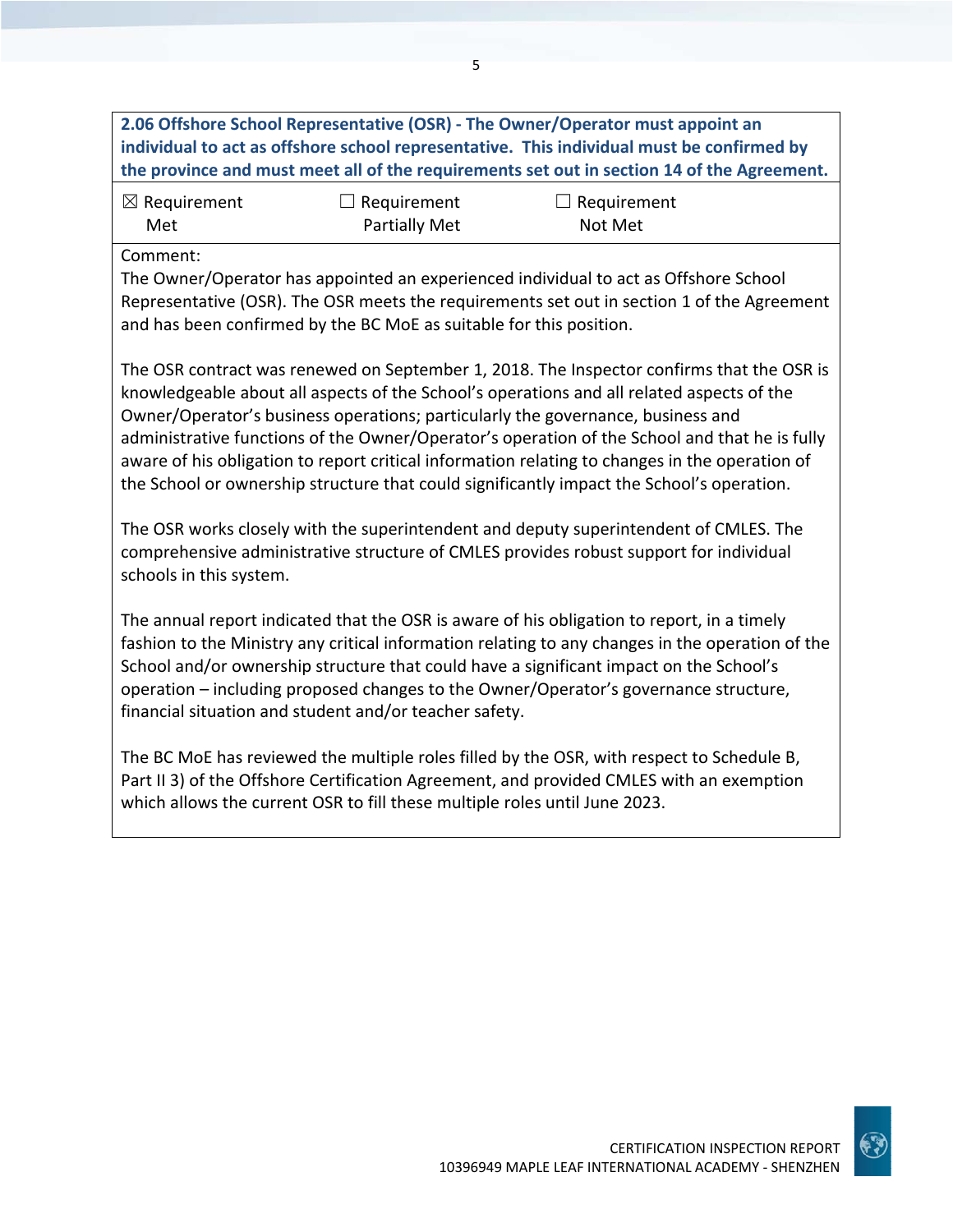**2.06 Offshore School Representative (OSR) - The Owner/Operator must appoint an individual to act as offshore school representative. This individual must be confirmed by the province and must meet all of the requirements set out in section 14 of the Agreement.**

| ☒ Requirement Met | ☐ Requirement Partially Met | ☐ Requirement Not Met |
|---|---|---|

Comment:

The Owner/Operator has appointed an experienced individual to act as Offshore School Representative (OSR). The OSR meets the requirements set out in section 1 of the Agreement and has been confirmed by the BC MoE as suitable for this position.

The OSR contract was renewed on September 1, 2018. The Inspector confirms that the OSR is knowledgeable about all aspects of the School's operations and all related aspects of the Owner/Operator's business operations; particularly the governance, business and administrative functions of the Owner/Operator's operation of the School and that he is fully aware of his obligation to report critical information relating to changes in the operation of the School or ownership structure that could significantly impact the School's operation.

The OSR works closely with the superintendent and deputy superintendent of CMLES. The comprehensive administrative structure of CMLES provides robust support for individual schools in this system.

The annual report indicated that the OSR is aware of his obligation to report, in a timely fashion to the Ministry any critical information relating to any changes in the operation of the School and/or ownership structure that could have a significant impact on the School's operation – including proposed changes to the Owner/Operator's governance structure, financial situation and student and/or teacher safety.

The BC MoE has reviewed the multiple roles filled by the OSR, with respect to Schedule B, Part II 3) of the Offshore Certification Agreement, and provided CMLES with an exemption which allows the current OSR to fill these multiple roles until June 2023.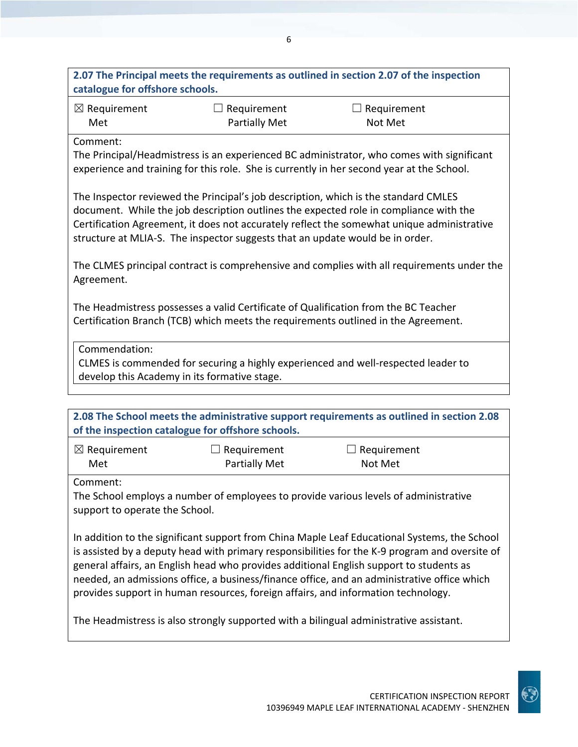**2.07 The Principal meets the requirements as outlined in section 2.07 of the inspection catalogue for offshore schools.**

| ☒ Requirement Met | ☐ Requirement Partially Met | ☐ Requirement Not Met |
|---|---|---|

Comment:
The Principal/Headmistress is an experienced BC administrator, who comes with significant experience and training for this role. She is currently in her second year at the School.

The Inspector reviewed the Principal's job description, which is the standard CMLES document. While the job description outlines the expected role in compliance with the Certification Agreement, it does not accurately reflect the somewhat unique administrative structure at MLIA-S. The inspector suggests that an update would be in order.

The CLMES principal contract is comprehensive and complies with all requirements under the Agreement.

The Headmistress possesses a valid Certificate of Qualification from the BC Teacher Certification Branch (TCB) which meets the requirements outlined in the Agreement.

Commendation:
CLMES is commended for securing a highly experienced and well-respected leader to develop this Academy in its formative stage.

**2.08 The School meets the administrative support requirements as outlined in section 2.08 of the inspection catalogue for offshore schools.**

| ☒ Requirement Met | ☐ Requirement Partially Met | ☐ Requirement Not Met |
|---|---|---|

Comment:
The School employs a number of employees to provide various levels of administrative support to operate the School.

In addition to the significant support from China Maple Leaf Educational Systems, the School is assisted by a deputy head with primary responsibilities for the K-9 program and oversite of general affairs, an English head who provides additional English support to students as needed, an admissions office, a business/finance office, and an administrative office which provides support in human resources, foreign affairs, and information technology.

The Headmistress is also strongly supported with a bilingual administrative assistant.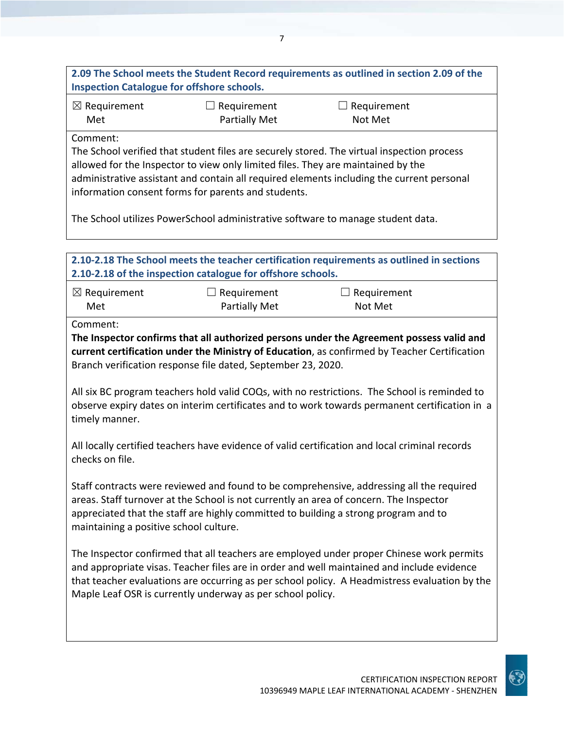**2.09 The School meets the Student Record requirements as outlined in section 2.09 of the Inspection Catalogue for offshore schools.**

| ☒ Requirement Met | ☐ Requirement Partially Met | ☐ Requirement Not Met |
|---|---|---|

Comment:

The School verified that student files are securely stored. The virtual inspection process allowed for the Inspector to view only limited files. They are maintained by the administrative assistant and contain all required elements including the current personal information consent forms for parents and students.

The School utilizes PowerSchool administrative software to manage student data.

**2.10-2.18 The School meets the teacher certification requirements as outlined in sections 2.10-2.18 of the inspection catalogue for offshore schools.**

| ☒ Requirement Met | ☐ Requirement Partially Met | ☐ Requirement Not Met |
|---|---|---|

Comment:

**The Inspector confirms that all authorized persons under the Agreement possess valid and current certification under the Ministry of Education**, as confirmed by Teacher Certification Branch verification response file dated, September 23, 2020.

All six BC program teachers hold valid COQs, with no restrictions. The School is reminded to observe expiry dates on interim certificates and to work towards permanent certification in a timely manner.

All locally certified teachers have evidence of valid certification and local criminal records checks on file.

Staff contracts were reviewed and found to be comprehensive, addressing all the required areas. Staff turnover at the School is not currently an area of concern. The Inspector appreciated that the staff are highly committed to building a strong program and to maintaining a positive school culture.

The Inspector confirmed that all teachers are employed under proper Chinese work permits and appropriate visas. Teacher files are in order and well maintained and include evidence that teacher evaluations are occurring as per school policy. A Headmistress evaluation by the Maple Leaf OSR is currently underway as per school policy.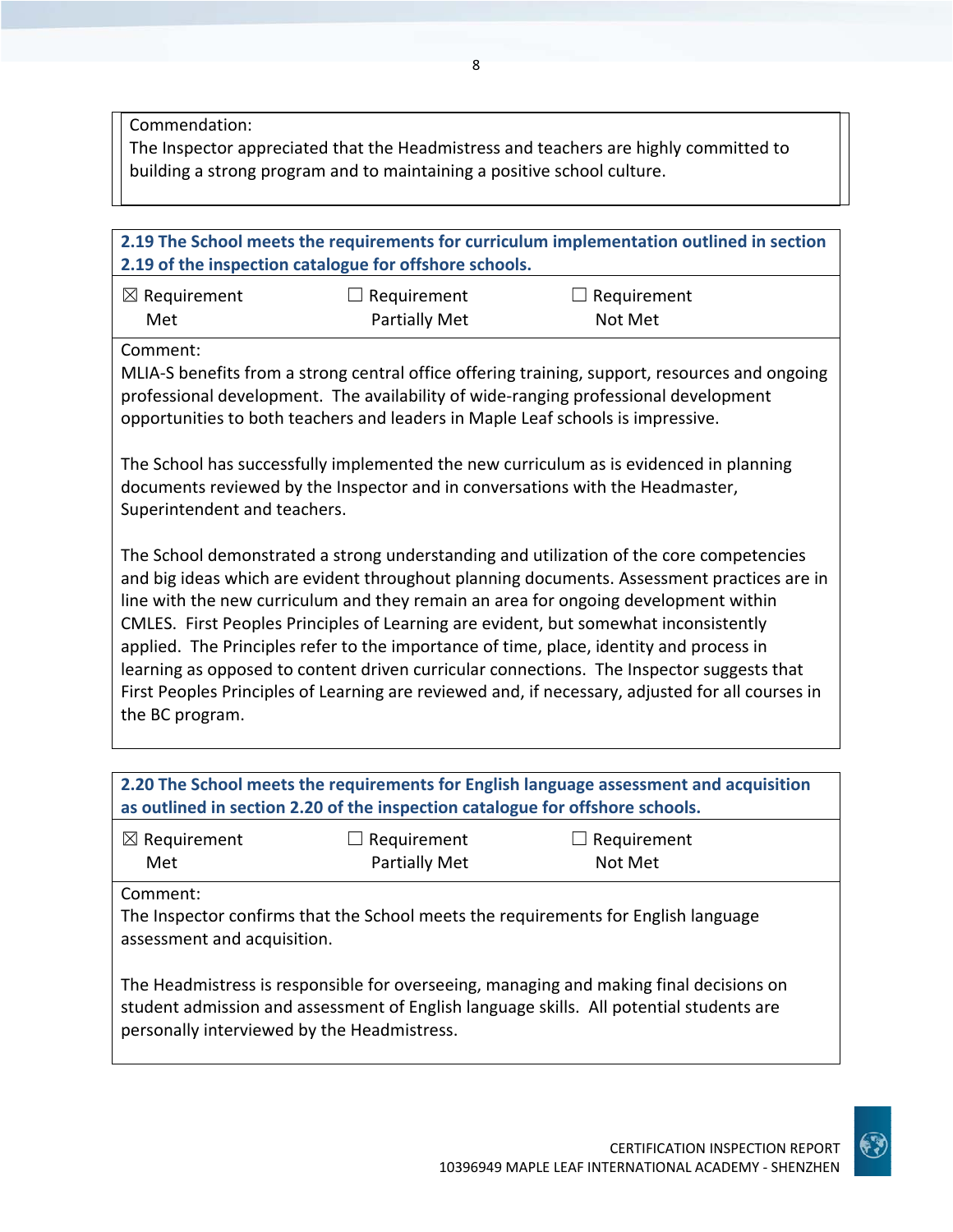Commendation:
The Inspector appreciated that the Headmistress and teachers are highly committed to building a strong program and to maintaining a positive school culture.

**2.19 The School meets the requirements for curriculum implementation outlined in section 2.19 of the inspection catalogue for offshore schools.**

| ☒ Requirement Met | ☐ Requirement Partially Met | ☐ Requirement Not Met |
|---|---|---|

Comment:
MLIA-S benefits from a strong central office offering training, support, resources and ongoing professional development. The availability of wide-ranging professional development opportunities to both teachers and leaders in Maple Leaf schools is impressive.

The School has successfully implemented the new curriculum as is evidenced in planning documents reviewed by the Inspector and in conversations with the Headmaster, Superintendent and teachers.

The School demonstrated a strong understanding and utilization of the core competencies and big ideas which are evident throughout planning documents. Assessment practices are in line with the new curriculum and they remain an area for ongoing development within CMLES. First Peoples Principles of Learning are evident, but somewhat inconsistently applied. The Principles refer to the importance of time, place, identity and process in learning as opposed to content driven curricular connections. The Inspector suggests that First Peoples Principles of Learning are reviewed and, if necessary, adjusted for all courses in the BC program.

**2.20 The School meets the requirements for English language assessment and acquisition as outlined in section 2.20 of the inspection catalogue for offshore schools.**

| ☒ Requirement Met | ☐ Requirement Partially Met | ☐ Requirement Not Met |
|---|---|---|

Comment:
The Inspector confirms that the School meets the requirements for English language assessment and acquisition.

The Headmistress is responsible for overseeing, managing and making final decisions on student admission and assessment of English language skills. All potential students are personally interviewed by the Headmistress.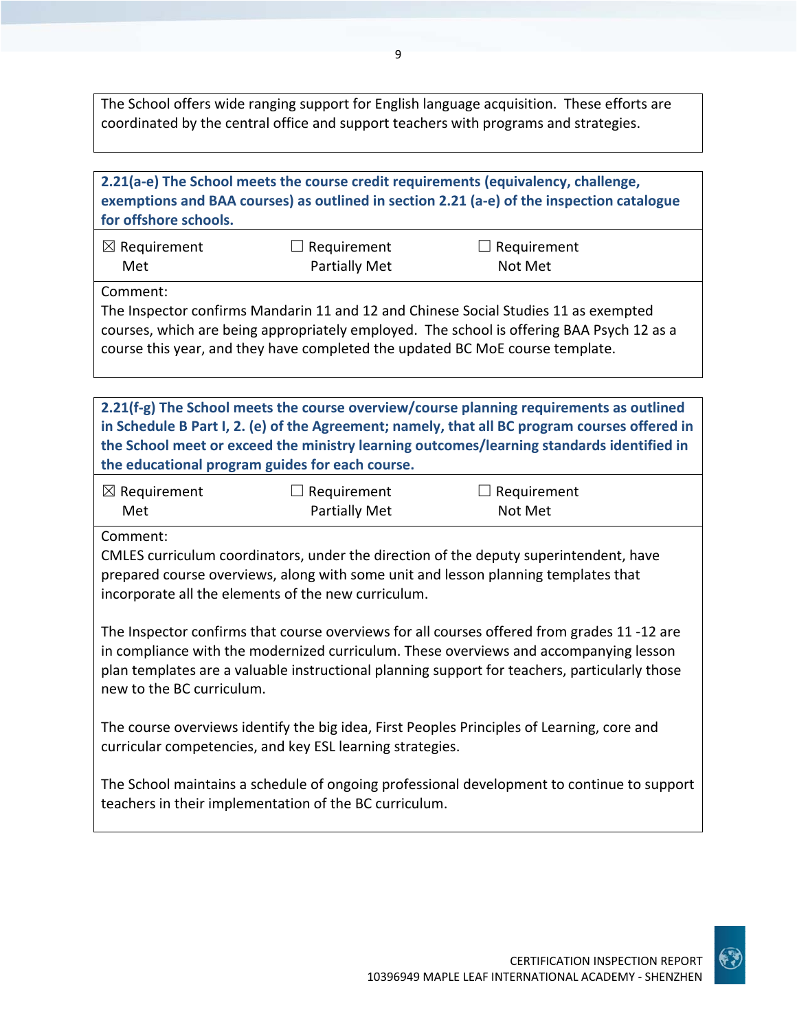The School offers wide ranging support for English language acquisition. These efforts are coordinated by the central office and support teachers with programs and strategies.

| **2.21(a-e) The School meets the course credit requirements (equivalency, challenge, exemptions and BAA courses) as outlined in section 2.21 (a-e) of the inspection catalogue for offshore schools.** | | |
|---|---|---|
| ☒ Requirement Met | ☐ Requirement Partially Met | ☐ Requirement Not Met |

Comment:
The Inspector confirms Mandarin 11 and 12 and Chinese Social Studies 11 as exempted courses, which are being appropriately employed. The school is offering BAA Psych 12 as a course this year, and they have completed the updated BC MoE course template.

| **2.21(f-g) The School meets the course overview/course planning requirements as outlined in Schedule B Part I, 2. (e) of the Agreement; namely, that all BC program courses offered in the School meet or exceed the ministry learning outcomes/learning standards identified in the educational program guides for each course.** | | |
|---|---|---|
| ☒ Requirement Met | ☐ Requirement Partially Met | ☐ Requirement Not Met |

Comment:
CMLES curriculum coordinators, under the direction of the deputy superintendent, have prepared course overviews, along with some unit and lesson planning templates that incorporate all the elements of the new curriculum.

The Inspector confirms that course overviews for all courses offered from grades 11 -12 are in compliance with the modernized curriculum. These overviews and accompanying lesson plan templates are a valuable instructional planning support for teachers, particularly those new to the BC curriculum.

The course overviews identify the big idea, First Peoples Principles of Learning, core and curricular competencies, and key ESL learning strategies.

The School maintains a schedule of ongoing professional development to continue to support teachers in their implementation of the BC curriculum.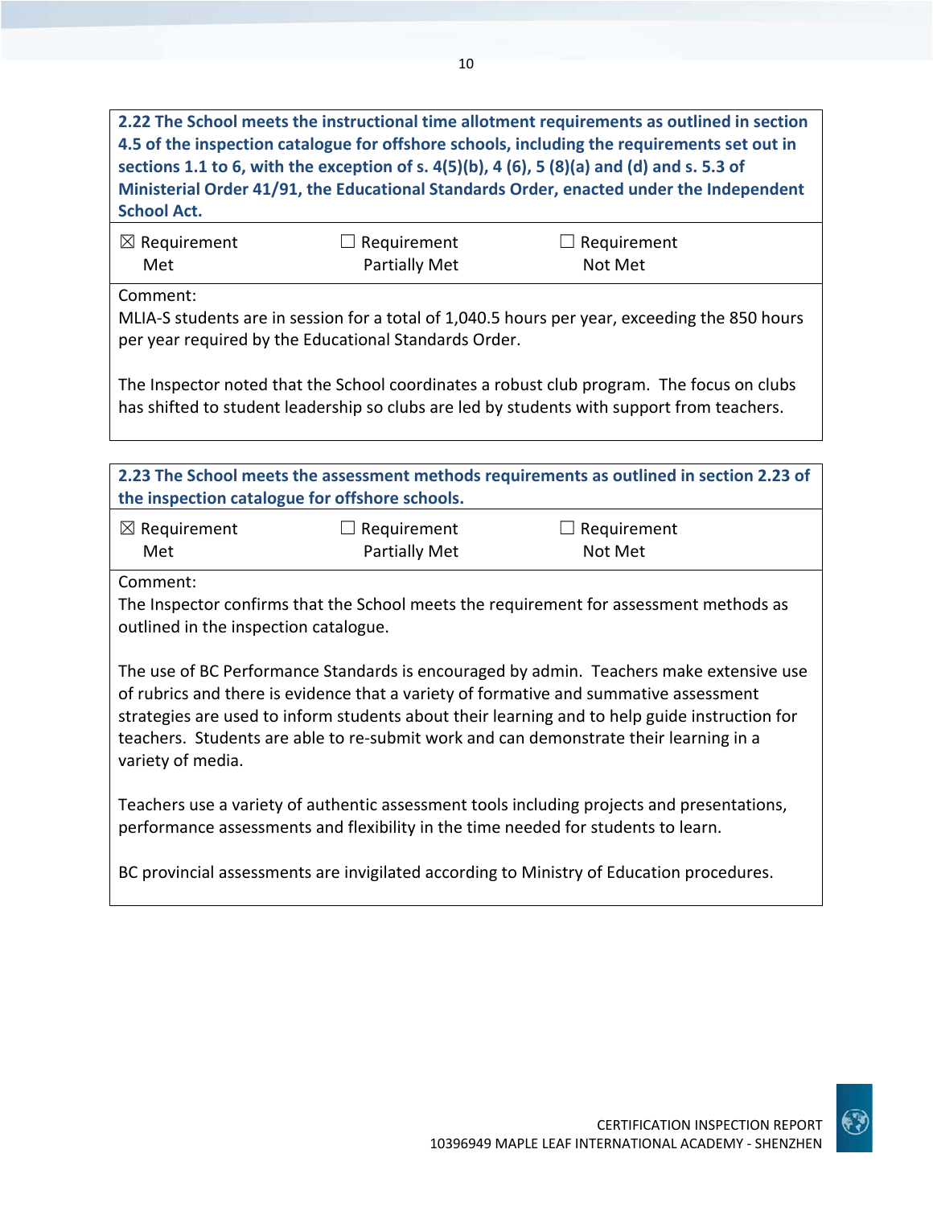**2.22 The School meets the instructional time allotment requirements as outlined in section 4.5 of the inspection catalogue for offshore schools, including the requirements set out in sections 1.1 to 6, with the exception of s. 4(5)(b), 4 (6), 5 (8)(a) and (d) and s. 5.3 of Ministerial Order 41/91, the Educational Standards Order, enacted under the Independent School Act.**

| ☒ Requirement Met | ☐ Requirement Partially Met | ☐ Requirement Not Met |
|---|---|---|

Comment:
MLIA-S students are in session for a total of 1,040.5 hours per year, exceeding the 850 hours per year required by the Educational Standards Order.

The Inspector noted that the School coordinates a robust club program. The focus on clubs has shifted to student leadership so clubs are led by students with support from teachers.

**2.23 The School meets the assessment methods requirements as outlined in section 2.23 of the inspection catalogue for offshore schools.**

| ☒ Requirement Met | ☐ Requirement Partially Met | ☐ Requirement Not Met |
|---|---|---|

Comment:
The Inspector confirms that the School meets the requirement for assessment methods as outlined in the inspection catalogue.

The use of BC Performance Standards is encouraged by admin. Teachers make extensive use of rubrics and there is evidence that a variety of formative and summative assessment strategies are used to inform students about their learning and to help guide instruction for teachers. Students are able to re-submit work and can demonstrate their learning in a variety of media.

Teachers use a variety of authentic assessment tools including projects and presentations, performance assessments and flexibility in the time needed for students to learn.

BC provincial assessments are invigilated according to Ministry of Education procedures.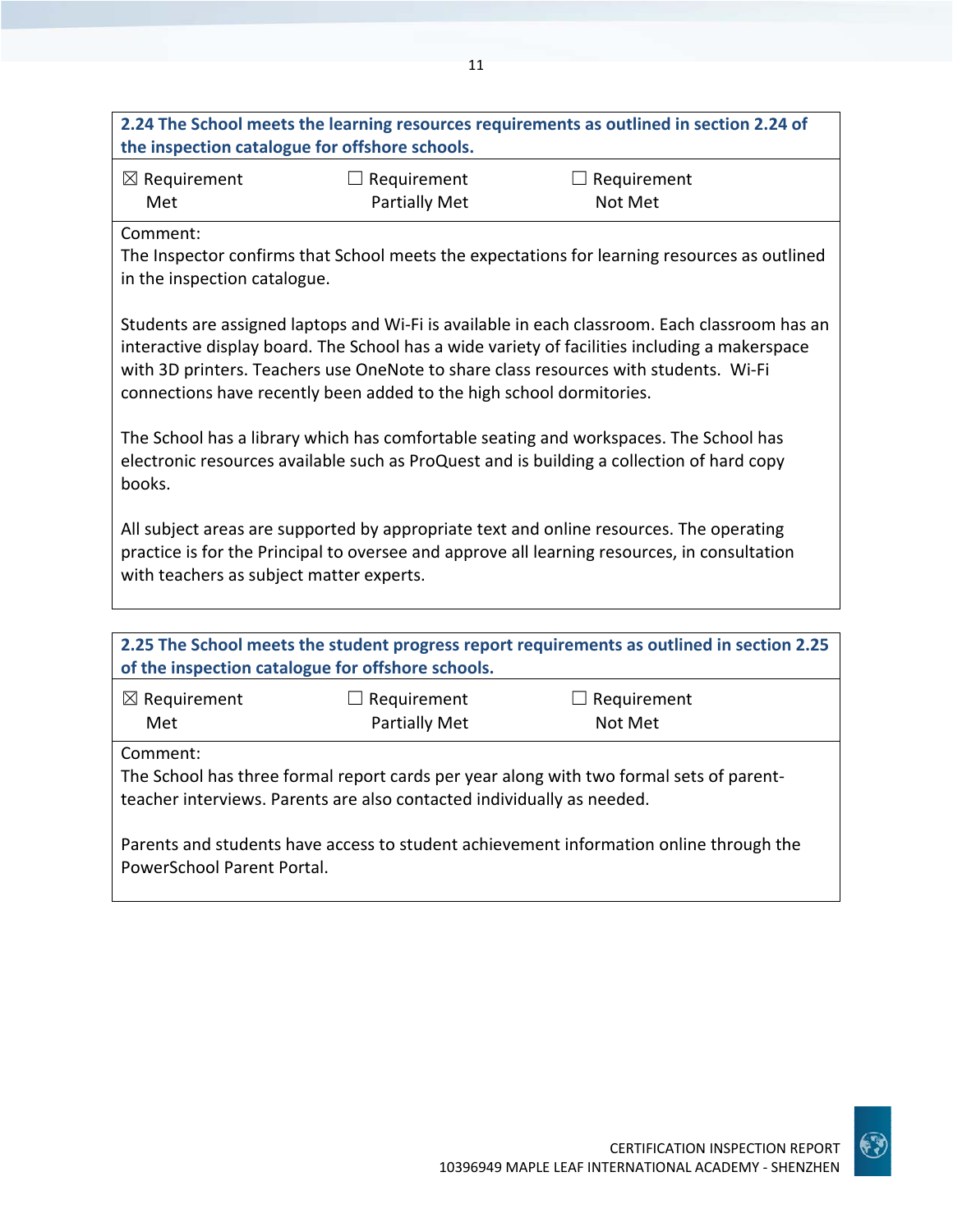| **2.24 The School meets the learning resources requirements as outlined in section 2.24 of the inspection catalogue for offshore schools.** | | |
|---|---|---|
| ☒ Requirement Met | ☐ Requirement Partially Met | ☐ Requirement Not Met |

Comment:
The Inspector confirms that School meets the expectations for learning resources as outlined in the inspection catalogue.

Students are assigned laptops and Wi-Fi is available in each classroom. Each classroom has an interactive display board. The School has a wide variety of facilities including a makerspace with 3D printers. Teachers use OneNote to share class resources with students. Wi-Fi connections have recently been added to the high school dormitories.

The School has a library which has comfortable seating and workspaces. The School has electronic resources available such as ProQuest and is building a collection of hard copy books.

All subject areas are supported by appropriate text and online resources. The operating practice is for the Principal to oversee and approve all learning resources, in consultation with teachers as subject matter experts.

| **2.25 The School meets the student progress report requirements as outlined in section 2.25 of the inspection catalogue for offshore schools.** | | |
|---|---|---|
| ☒ Requirement Met | ☐ Requirement Partially Met | ☐ Requirement Not Met |

Comment:
The School has three formal report cards per year along with two formal sets of parent-teacher interviews. Parents are also contacted individually as needed.

Parents and students have access to student achievement information online through the PowerSchool Parent Portal.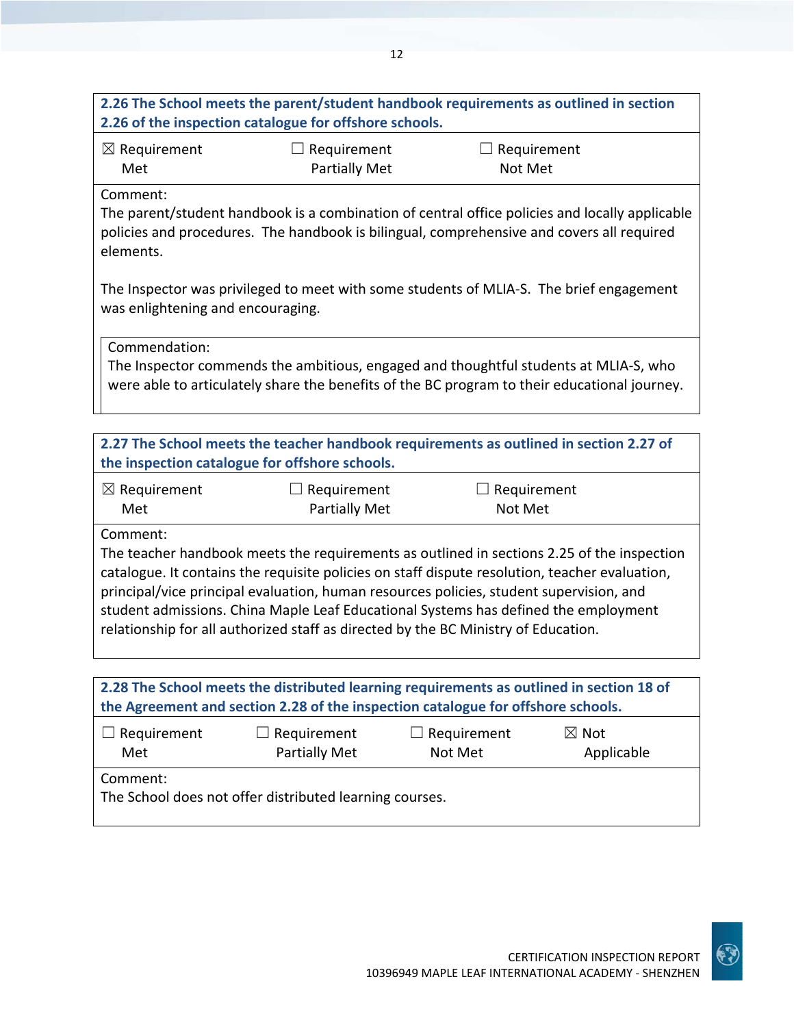**2.26 The School meets the parent/student handbook requirements as outlined in section 2.26 of the inspection catalogue for offshore schools.**

☒ Requirement Met ☐ Requirement Partially Met ☐ Requirement Not Met

Comment:
The parent/student handbook is a combination of central office policies and locally applicable policies and procedures. The handbook is bilingual, comprehensive and covers all required elements.

The Inspector was privileged to meet with some students of MLIA-S. The brief engagement was enlightening and encouraging.

Commendation:
The Inspector commends the ambitious, engaged and thoughtful students at MLIA-S, who were able to articulately share the benefits of the BC program to their educational journey.

**2.27 The School meets the teacher handbook requirements as outlined in section 2.27 of the inspection catalogue for offshore schools.**

☒ Requirement Met ☐ Requirement Partially Met ☐ Requirement Not Met

Comment:
The teacher handbook meets the requirements as outlined in sections 2.25 of the inspection catalogue. It contains the requisite policies on staff dispute resolution, teacher evaluation, principal/vice principal evaluation, human resources policies, student supervision, and student admissions. China Maple Leaf Educational Systems has defined the employment relationship for all authorized staff as directed by the BC Ministry of Education.

**2.28 The School meets the distributed learning requirements as outlined in section 18 of the Agreement and section 2.28 of the inspection catalogue for offshore schools.**

☐ Requirement Met ☐ Requirement Partially Met ☐ Requirement Not Met ☒ Not Applicable

Comment:
The School does not offer distributed learning courses.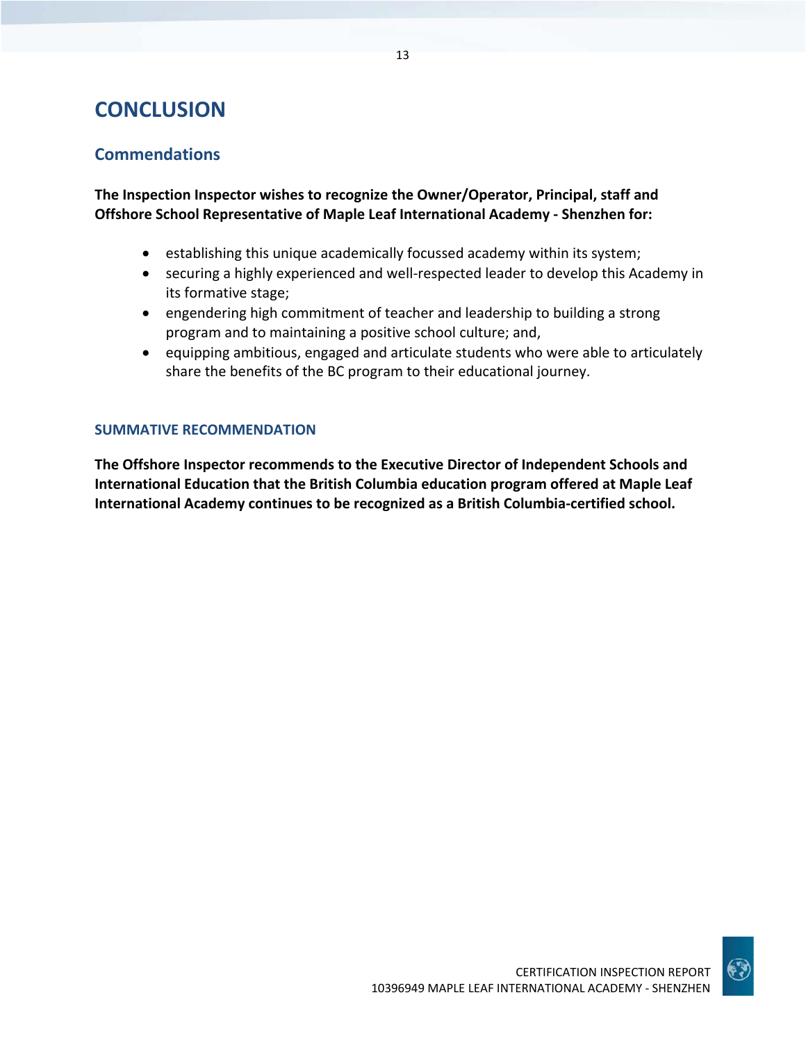# CONCLUSION

## Commendations

**The Inspection Inspector wishes to recognize the Owner/Operator, Principal, staff and Offshore School Representative of Maple Leaf International Academy - Shenzhen for:**

- establishing this unique academically focussed academy within its system;
- securing a highly experienced and well-respected leader to develop this Academy in its formative stage;
- engendering high commitment of teacher and leadership to building a strong program and to maintaining a positive school culture; and,
- equipping ambitious, engaged and articulate students who were able to articulately share the benefits of the BC program to their educational journey.

### SUMMATIVE RECOMMENDATION

**The Offshore Inspector recommends to the Executive Director of Independent Schools and International Education that the British Columbia education program offered at Maple Leaf International Academy continues to be recognized as a British Columbia-certified school.**